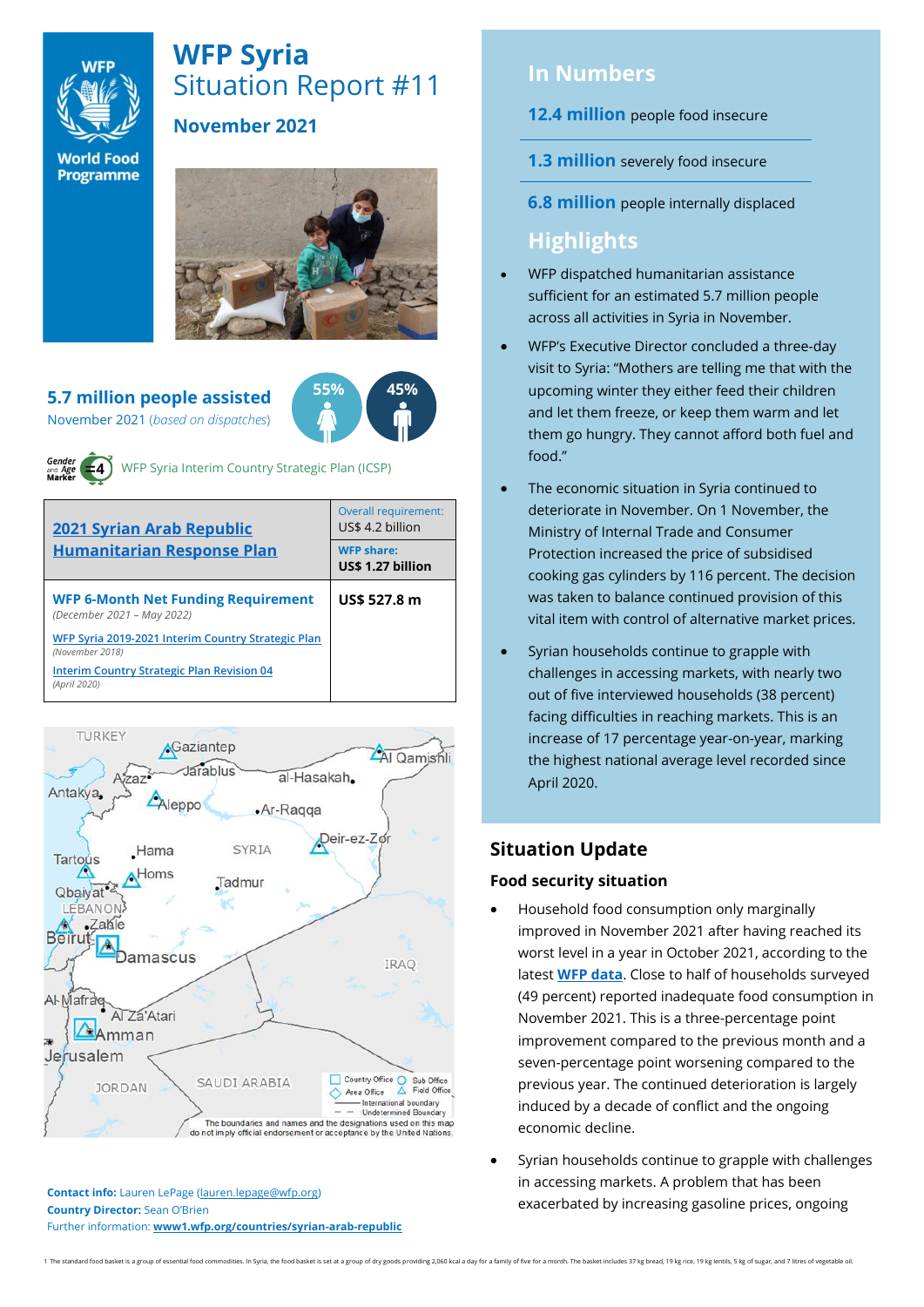# WFP Syria Situation Report #11

## November 2021

**5.7 million people assisted**
November 2021 (*based on dispatches*)

55% 45%

WFP Syria Interim Country Strategic Plan (ICSP)

| 2021 Syrian Arab Republic Humanitarian Response Plan | Overall requirement: US$ 4.2 billion |
|---|---|
| | **WFP share: US$ 1.27 billion** |
| **WFP 6-Month Net Funding Requirement** (*December 2021 – May 2022*) | **US$ 527.8 m** |
| WFP Syria 2019-2021 Interim Country Strategic Plan (*November 2018*) | |
| Interim Country Strategic Plan Revision 04 (*April 2020*) | |

The boundaries and names and the designations used on this map do not imply official endorsement or acceptance by the United Nations.

**Contact info:** Lauren LePage (lauren.lepage@wfp.org)
**Country Director:** Sean O'Brien
Further information: **www1.wfp.org/countries/syrian-arab-republic**

## In Numbers

**12.4 million** people food insecure

**1.3 million** severely food insecure

**6.8 million** people internally displaced

## Highlights

- WFP dispatched humanitarian assistance sufficient for an estimated 5.7 million people across all activities in Syria in November.
- WFP's Executive Director concluded a three-day visit to Syria: "Mothers are telling me that with the upcoming winter they either feed their children and let them freeze, or keep them warm and let them go hungry. They cannot afford both fuel and food."
- The economic situation in Syria continued to deteriorate in November. On 1 November, the Ministry of Internal Trade and Consumer Protection increased the price of subsidised cooking gas cylinders by 116 percent. The decision was taken to balance continued provision of this vital item with control of alternative market prices.
- Syrian households continue to grapple with challenges in accessing markets, with nearly two out of five interviewed households (38 percent) facing difficulties in reaching markets. This is an increase of 17 percentage year-on-year, marking the highest national average level recorded since April 2020.

## Situation Update

### Food security situation

- Household food consumption only marginally improved in November 2021 after having reached its worst level in a year in October 2021, according to the latest **WFP data**. Close to half of households surveyed (49 percent) reported inadequate food consumption in November 2021. This is a three-percentage point improvement compared to the previous month and a seven-percentage point worsening compared to the previous year. The continued deterioration is largely induced by a decade of conflict and the ongoing economic decline.
- Syrian households continue to grapple with challenges in accessing markets. A problem that has been exacerbated by increasing gasoline prices, ongoing

1 The standard food basket is a group of essential food commodities. In Syria, the food basket is set at a group of dry goods providing 2,060 kcal a day for a family of five for a month. The basket includes 37 kg bread, 19 kg rice, 19 kg lentils, 5 kg of sugar, and 7 litres of vegetable oil.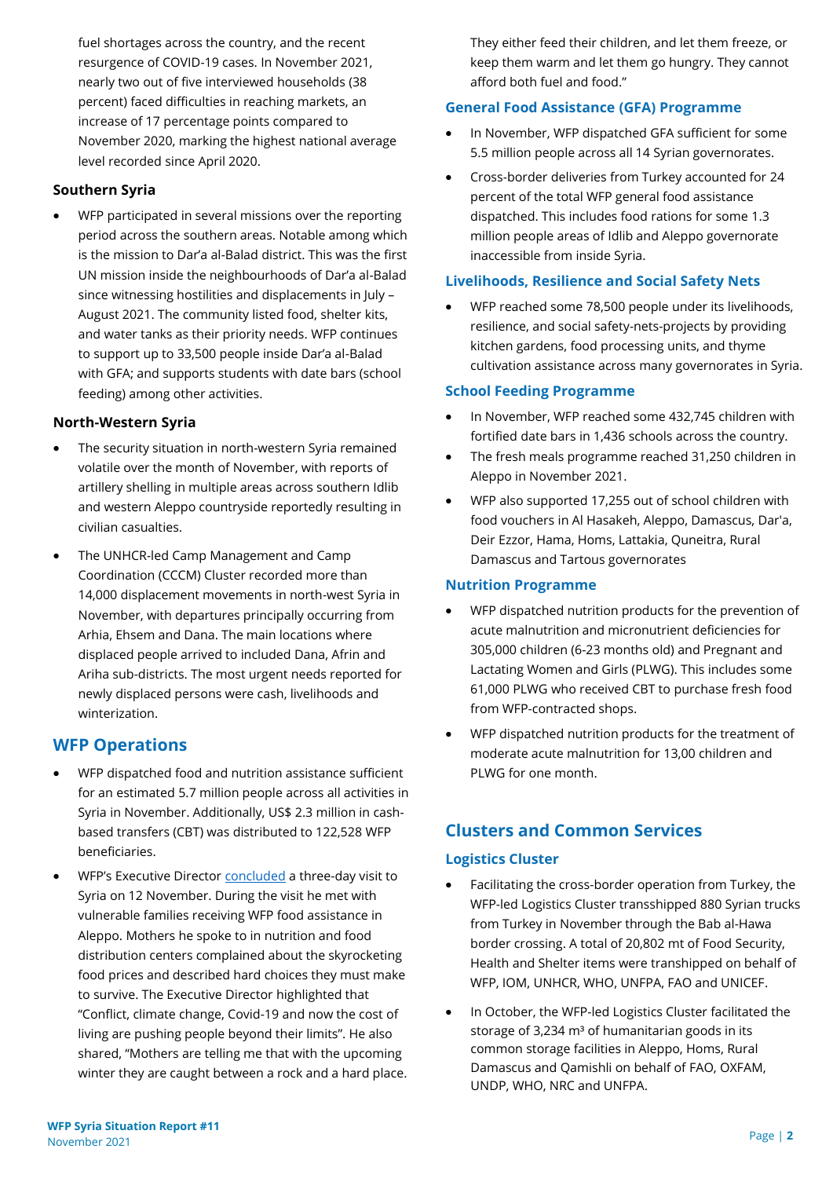fuel shortages across the country, and the recent resurgence of COVID-19 cases. In November 2021, nearly two out of five interviewed households (38 percent) faced difficulties in reaching markets, an increase of 17 percentage points compared to November 2020, marking the highest national average level recorded since April 2020.

### Southern Syria

- WFP participated in several missions over the reporting period across the southern areas. Notable among which is the mission to Dar'a al-Balad district. This was the first UN mission inside the neighbourhoods of Dar'a al-Balad since witnessing hostilities and displacements in July – August 2021. The community listed food, shelter kits, and water tanks as their priority needs. WFP continues to support up to 33,500 people inside Dar'a al-Balad with GFA; and supports students with date bars (school feeding) among other activities.

### North-Western Syria

- The security situation in north-western Syria remained volatile over the month of November, with reports of artillery shelling in multiple areas across southern Idlib and western Aleppo countryside reportedly resulting in civilian casualties.
- The UNHCR-led Camp Management and Camp Coordination (CCCM) Cluster recorded more than 14,000 displacement movements in north-west Syria in November, with departures principally occurring from Arhia, Ehsem and Dana. The main locations where displaced people arrived to included Dana, Afrin and Ariha sub-districts. The most urgent needs reported for newly displaced persons were cash, livelihoods and winterization.

## WFP Operations

- WFP dispatched food and nutrition assistance sufficient for an estimated 5.7 million people across all activities in Syria in November. Additionally, US$ 2.3 million in cash-based transfers (CBT) was distributed to 122,528 WFP beneficiaries.
- WFP's Executive Director concluded a three-day visit to Syria on 12 November. During the visit he met with vulnerable families receiving WFP food assistance in Aleppo. Mothers he spoke to in nutrition and food distribution centers complained about the skyrocketing food prices and described hard choices they must make to survive. The Executive Director highlighted that "Conflict, climate change, Covid-19 and now the cost of living are pushing people beyond their limits". He also shared, "Mothers are telling me that with the upcoming winter they are caught between a rock and a hard place. They either feed their children, and let them freeze, or keep them warm and let them go hungry. They cannot afford both fuel and food."

### General Food Assistance (GFA) Programme

- In November, WFP dispatched GFA sufficient for some 5.5 million people across all 14 Syrian governorates.
- Cross-border deliveries from Turkey accounted for 24 percent of the total WFP general food assistance dispatched. This includes food rations for some 1.3 million people areas of Idlib and Aleppo governorate inaccessible from inside Syria.

### Livelihoods, Resilience and Social Safety Nets

- WFP reached some 78,500 people under its livelihoods, resilience, and social safety-nets-projects by providing kitchen gardens, food processing units, and thyme cultivation assistance across many governorates in Syria.

### School Feeding Programme

- In November, WFP reached some 432,745 children with fortified date bars in 1,436 schools across the country.
- The fresh meals programme reached 31,250 children in Aleppo in November 2021.
- WFP also supported 17,255 out of school children with food vouchers in Al Hasakeh, Aleppo, Damascus, Dar'a, Deir Ezzor, Hama, Homs, Lattakia, Quneitra, Rural Damascus and Tartous governorates

### Nutrition Programme

- WFP dispatched nutrition products for the prevention of acute malnutrition and micronutrient deficiencies for 305,000 children (6-23 months old) and Pregnant and Lactating Women and Girls (PLWG). This includes some 61,000 PLWG who received CBT to purchase fresh food from WFP-contracted shops.
- WFP dispatched nutrition products for the treatment of moderate acute malnutrition for 13,00 children and PLWG for one month.

## Clusters and Common Services

### Logistics Cluster

- Facilitating the cross-border operation from Turkey, the WFP-led Logistics Cluster transshipped 880 Syrian trucks from Turkey in November through the Bab al-Hawa border crossing. A total of 20,802 mt of Food Security, Health and Shelter items were transhipped on behalf of WFP, IOM, UNHCR, WHO, UNFPA, FAO and UNICEF.
- In October, the WFP-led Logistics Cluster facilitated the storage of 3,234 m³ of humanitarian goods in its common storage facilities in Aleppo, Homs, Rural Damascus and Qamishli on behalf of FAO, OXFAM, UNDP, WHO, NRC and UNFPA.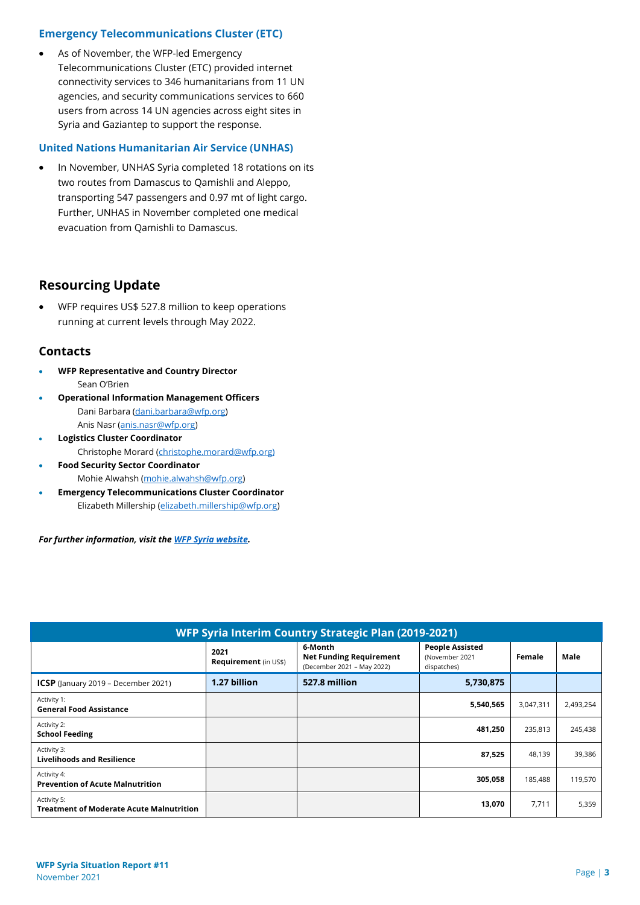### Emergency Telecommunications Cluster (ETC)

- As of November, the WFP-led Emergency Telecommunications Cluster (ETC) provided internet connectivity services to 346 humanitarians from 11 UN agencies, and security communications services to 660 users from across 14 UN agencies across eight sites in Syria and Gaziantep to support the response.

### United Nations Humanitarian Air Service (UNHAS)

- In November, UNHAS Syria completed 18 rotations on its two routes from Damascus to Qamishli and Aleppo, transporting 547 passengers and 0.97 mt of light cargo. Further, UNHAS in November completed one medical evacuation from Qamishli to Damascus.

## Resourcing Update

- WFP requires US$ 527.8 million to keep operations running at current levels through May 2022.

## Contacts

- **WFP Representative and Country Director**
  Sean O'Brien
- **Operational Information Management Officers**
  Dani Barbara (dani.barbara@wfp.org)
  Anis Nasr (anis.nasr@wfp.org)
- **Logistics Cluster Coordinator**
  Christophe Morard (christophe.morard@wfp.org)
- **Food Security Sector Coordinator**
  Mohie Alwahsh (mohie.alwahsh@wfp.org)
- **Emergency Telecommunications Cluster Coordinator**
  Elizabeth Millership (elizabeth.millership@wfp.org)

***For further information, visit the WFP Syria website.***

**WFP Syria Interim Country Strategic Plan (2019-2021)**

| | 2021 Requirement (in US$) | 6-Month Net Funding Requirement (December 2021 – May 2022) | People Assisted (November 2021 dispatches) | Female | Male |
|---|---|---|---|---|---|
| **ICSP** (January 2019 – December 2021) | **1.27 billion** | **527.8 million** | **5,730,875** | | |
| Activity 1: **General Food Assistance** | | | **5,540,565** | 3,047,311 | 2,493,254 |
| Activity 2: **School Feeding** | | | **481,250** | 235,813 | 245,438 |
| Activity 3: **Livelihoods and Resilience** | | | **87,525** | 48,139 | 39,386 |
| Activity 4: **Prevention of Acute Malnutrition** | | | **305,058** | 185,488 | 119,570 |
| Activity 5: **Treatment of Moderate Acute Malnutrition** | | | **13,070** | 7,711 | 5,359 |